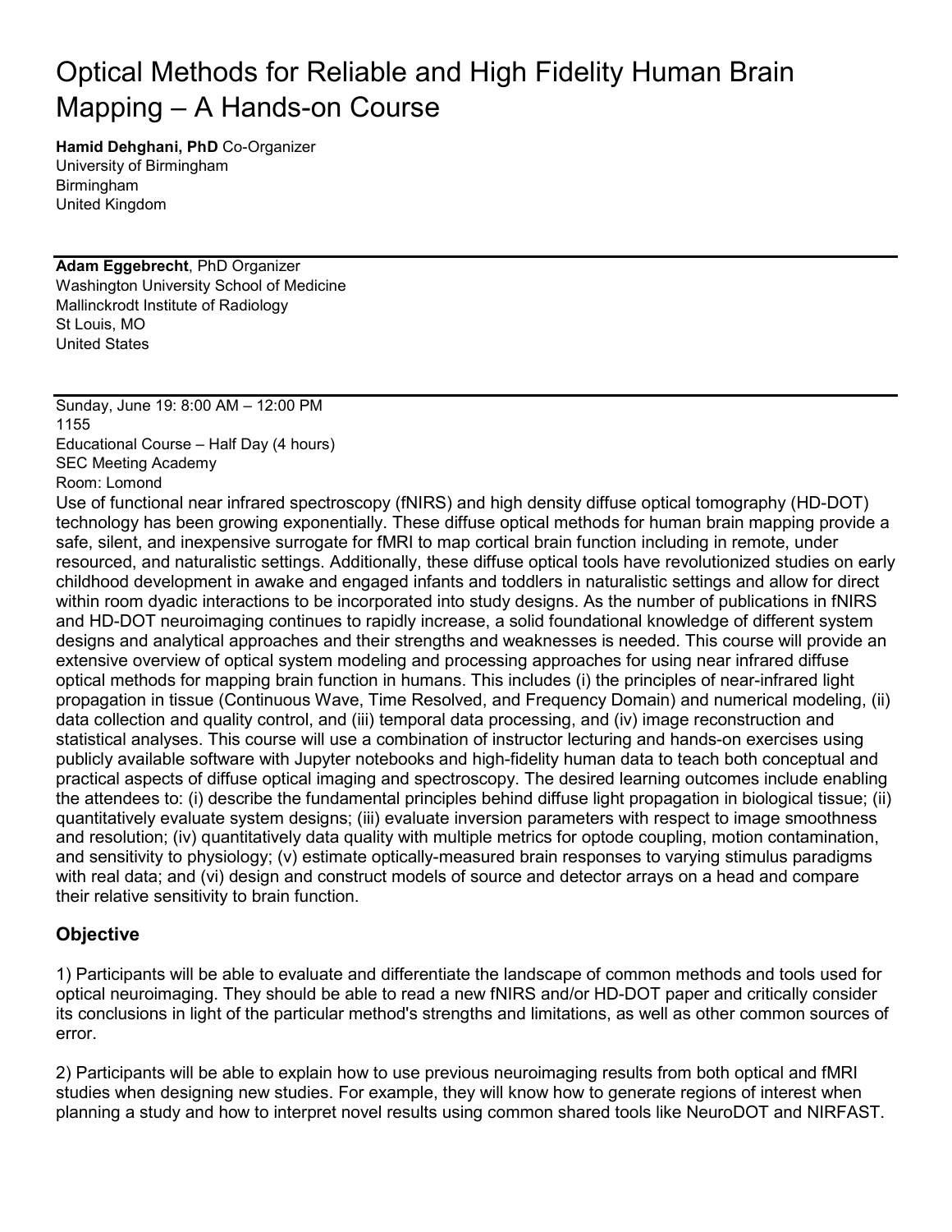# Optical Methods for Reliable and High Fidelity Human Brain Mapping – A Hands-on Course

**Hamid Dehghani, PhD** Co-Organizer
University of Birmingham
Birmingham
United Kingdom

---

**Adam Eggebrecht**, PhD Organizer
Washington University School of Medicine
Mallinckrodt Institute of Radiology
St Louis, MO
United States

---

Sunday, June 19: 8:00 AM – 12:00 PM
1155
Educational Course – Half Day (4 hours)
SEC Meeting Academy
Room: Lomond

Use of functional near infrared spectroscopy (fNIRS) and high density diffuse optical tomography (HD-DOT) technology has been growing exponentially. These diffuse optical methods for human brain mapping provide a safe, silent, and inexpensive surrogate for fMRI to map cortical brain function including in remote, under resourced, and naturalistic settings. Additionally, these diffuse optical tools have revolutionized studies on early childhood development in awake and engaged infants and toddlers in naturalistic settings and allow for direct within room dyadic interactions to be incorporated into study designs. As the number of publications in fNIRS and HD-DOT neuroimaging continues to rapidly increase, a solid foundational knowledge of different system designs and analytical approaches and their strengths and weaknesses is needed. This course will provide an extensive overview of optical system modeling and processing approaches for using near infrared diffuse optical methods for mapping brain function in humans. This includes (i) the principles of near-infrared light propagation in tissue (Continuous Wave, Time Resolved, and Frequency Domain) and numerical modeling, (ii) data collection and quality control, and (iii) temporal data processing, and (iv) image reconstruction and statistical analyses. This course will use a combination of instructor lecturing and hands-on exercises using publicly available software with Jupyter notebooks and high-fidelity human data to teach both conceptual and practical aspects of diffuse optical imaging and spectroscopy. The desired learning outcomes include enabling the attendees to: (i) describe the fundamental principles behind diffuse light propagation in biological tissue; (ii) quantitatively evaluate system designs; (iii) evaluate inversion parameters with respect to image smoothness and resolution; (iv) quantitatively data quality with multiple metrics for optode coupling, motion contamination, and sensitivity to physiology; (v) estimate optically-measured brain responses to varying stimulus paradigms with real data; and (vi) design and construct models of source and detector arrays on a head and compare their relative sensitivity to brain function.

## Objective

1) Participants will be able to evaluate and differentiate the landscape of common methods and tools used for optical neuroimaging. They should be able to read a new fNIRS and/or HD-DOT paper and critically consider its conclusions in light of the particular method's strengths and limitations, as well as other common sources of error.

2) Participants will be able to explain how to use previous neuroimaging results from both optical and fMRI studies when designing new studies. For example, they will know how to generate regions of interest when planning a study and how to interpret novel results using common shared tools like NeuroDOT and NIRFAST.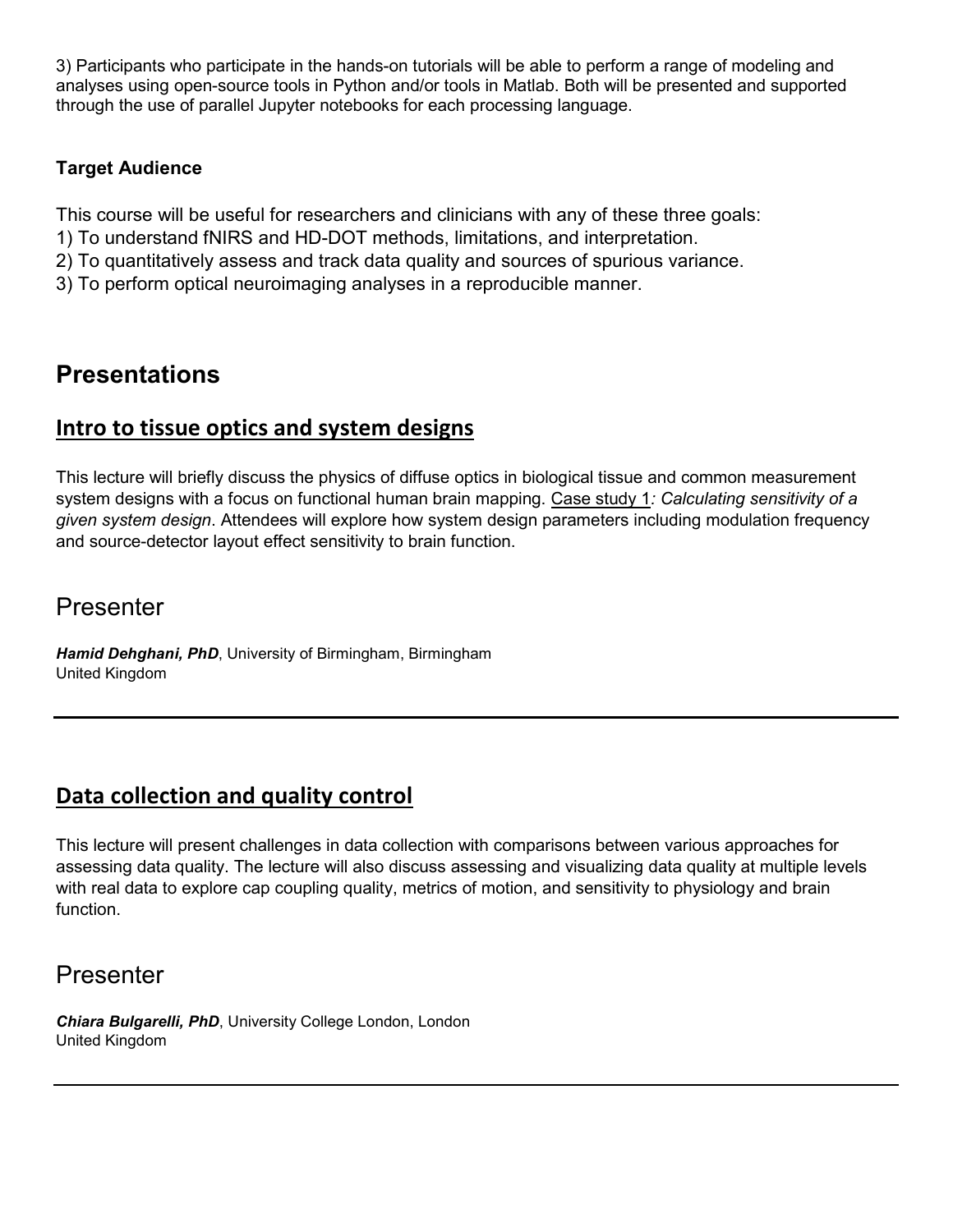3) Participants who participate in the hands-on tutorials will be able to perform a range of modeling and analyses using open-source tools in Python and/or tools in Matlab. Both will be presented and supported through the use of parallel Jupyter notebooks for each processing language.

### Target Audience

This course will be useful for researchers and clinicians with any of these three goals:
1) To understand fNIRS and HD-DOT methods, limitations, and interpretation.
2) To quantitatively assess and track data quality and sources of spurious variance.
3) To perform optical neuroimaging analyses in a reproducible manner.

# Presentations

## Intro to tissue optics and system designs

This lecture will briefly discuss the physics of diffuse optics in biological tissue and common measurement system designs with a focus on functional human brain mapping. Case study 1*: Calculating sensitivity of a given system design*. Attendees will explore how system design parameters including modulation frequency and source-detector layout effect sensitivity to brain function.

## Presenter

***Hamid Dehghani, PhD***, University of Birmingham, Birmingham
United Kingdom

---

## Data collection and quality control

This lecture will present challenges in data collection with comparisons between various approaches for assessing data quality. The lecture will also discuss assessing and visualizing data quality at multiple levels with real data to explore cap coupling quality, metrics of motion, and sensitivity to physiology and brain function.

## Presenter

***Chiara Bulgarelli, PhD***, University College London, London
United Kingdom

---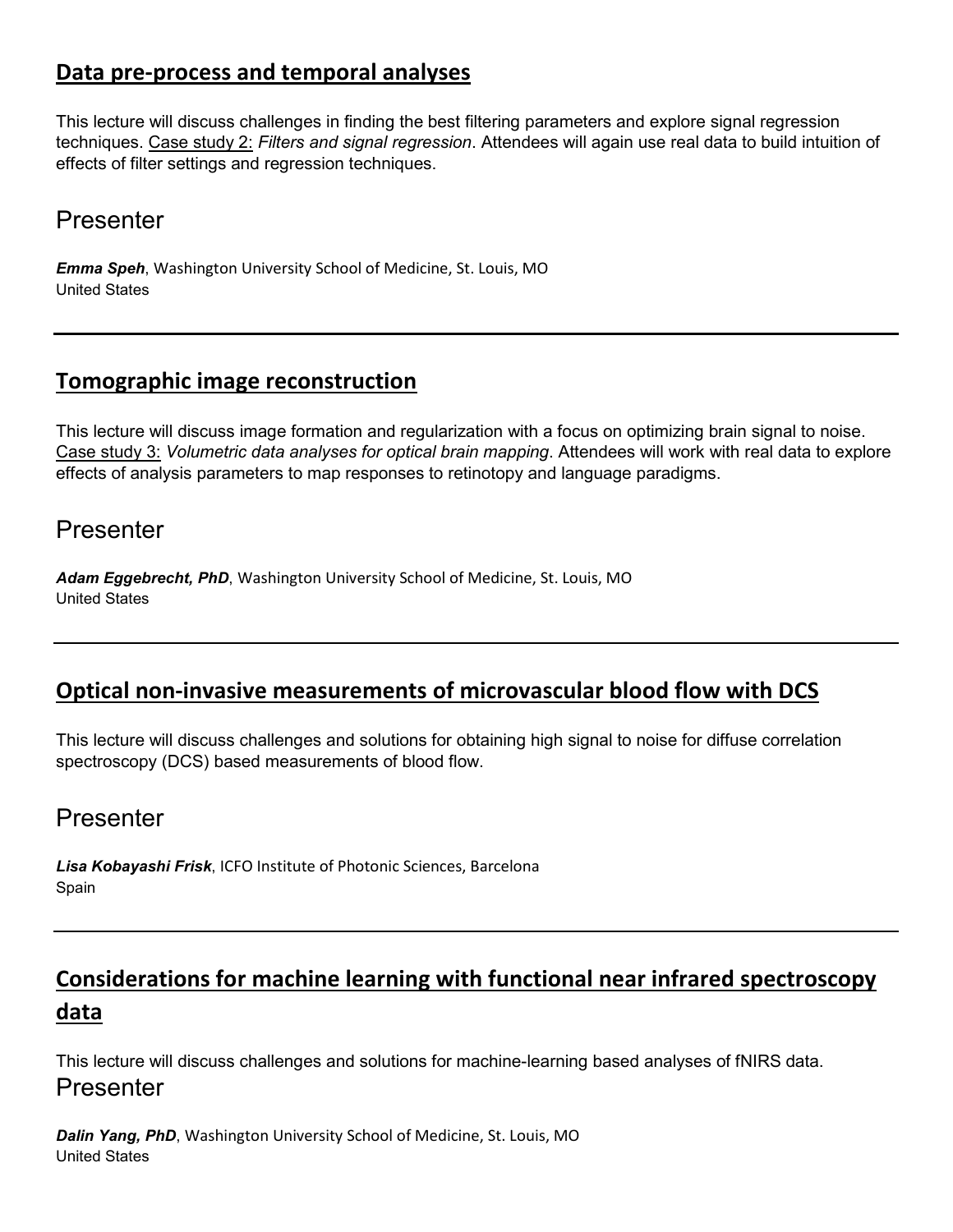## Data pre-process and temporal analyses

This lecture will discuss challenges in finding the best filtering parameters and explore signal regression techniques. Case study 2: *Filters and signal regression*. Attendees will again use real data to build intuition of effects of filter settings and regression techniques.

# Presenter

***Emma Speh***, Washington University School of Medicine, St. Louis, MO
United States

---

## Tomographic image reconstruction

This lecture will discuss image formation and regularization with a focus on optimizing brain signal to noise. Case study 3: *Volumetric data analyses for optical brain mapping*. Attendees will work with real data to explore effects of analysis parameters to map responses to retinotopy and language paradigms.

# Presenter

***Adam Eggebrecht, PhD***, Washington University School of Medicine, St. Louis, MO
United States

---

## Optical non-invasive measurements of microvascular blood flow with DCS

This lecture will discuss challenges and solutions for obtaining high signal to noise for diffuse correlation spectroscopy (DCS) based measurements of blood flow.

# Presenter

***Lisa Kobayashi Frisk***, ICFO Institute of Photonic Sciences, Barcelona
Spain

---

## Considerations for machine learning with functional near infrared spectroscopy data

This lecture will discuss challenges and solutions for machine-learning based analyses of fNIRS data.

# Presenter

***Dalin Yang, PhD***, Washington University School of Medicine, St. Louis, MO
United States